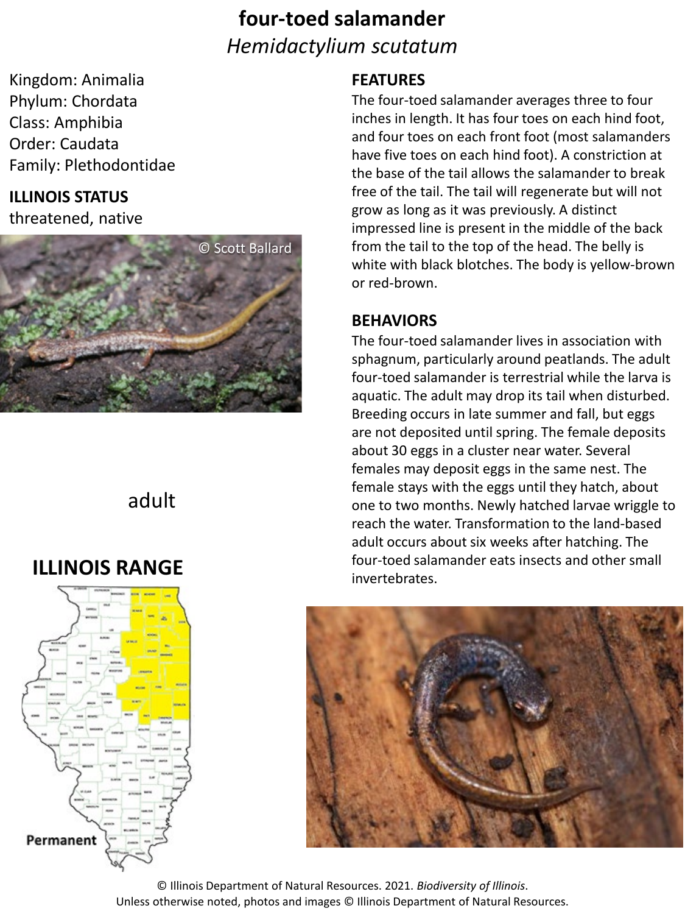# four-toed salamander

*Hemidactylium scutatum*

Kingdom: Animalia
Phylum: Chordata
Class: Amphibia
Order: Caudata
Family: Plethodontidae

## ILLINOIS STATUS

threatened, native

© Scott Ballard

adult

## ILLINOIS RANGE

Permanent

## FEATURES

The four-toed salamander averages three to four inches in length. It has four toes on each hind foot, and four toes on each front foot (most salamanders have five toes on each hind foot). A constriction at the base of the tail allows the salamander to break free of the tail. The tail will regenerate but will not grow as long as it was previously. A distinct impressed line is present in the middle of the back from the tail to the top of the head. The belly is white with black blotches. The body is yellow-brown or red-brown.

## BEHAVIORS

The four-toed salamander lives in association with sphagnum, particularly around peatlands. The adult four-toed salamander is terrestrial while the larva is aquatic. The adult may drop its tail when disturbed. Breeding occurs in late summer and fall, but eggs are not deposited until spring. The female deposits about 30 eggs in a cluster near water. Several females may deposit eggs in the same nest. The female stays with the eggs until they hatch, about one to two months. Newly hatched larvae wriggle to reach the water. Transformation to the land-based adult occurs about six weeks after hatching. The four-toed salamander eats insects and other small invertebrates.

© Illinois Department of Natural Resources. 2021. *Biodiversity of Illinois*.
Unless otherwise noted, photos and images © Illinois Department of Natural Resources.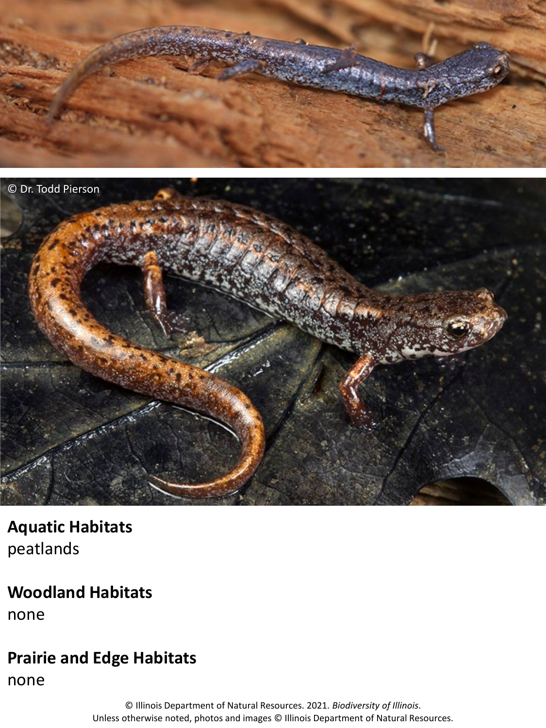© Dr. Todd Pierson

**Aquatic Habitats**
peatlands

**Woodland Habitats**
none

**Prairie and Edge Habitats**
none

© Illinois Department of Natural Resources. 2021. *Biodiversity of Illinois*.
Unless otherwise noted, photos and images © Illinois Department of Natural Resources.